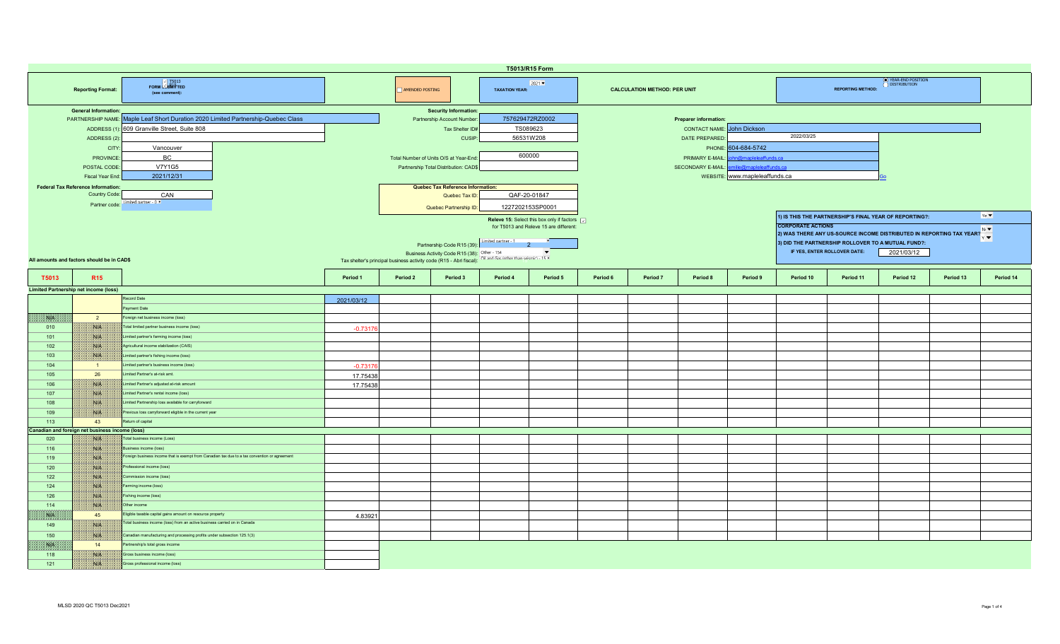# T5013/R15 Form

**Reporting Format:** FORM (T5013 / R15) SUBMITTED (see comment):

AMENDED POSTING

**TAXATION YEAR:** 2021

**CALCULATION METHOD: PER UNIT**

**REPORTING METHOD:** YEAR-END POSITION / DISTRIBUTION

**General Information:**

- PARTNERSHIP NAME: Maple Leaf Short Duration 2020 Limited Partnership-Quebec Class
- ADDRESS (1): 609 Granville Street, Suite 808
- ADDRESS (2):
- CITY: Vancouver
- PROVINCE: BC
- POSTAL CODE: V7Y1G5
- Fiscal Year End: 2021/12/31

**Security Information:**

- Partnership Account Number: 757629472RZ0002
- Tax Shelter ID#: TS089623
- CUSIP: 56531W208
- Total Number of Units O/S at Year-End: 600000
- Partnership Total Distribution: CAD$

**Preparer information:**

- CONTACT NAME: John Dickson
- DATE PREPARED: 2022/03/25
- PHONE: 604-684-5742
- PRIMARY E-MAIL: john@mapleleaffunds.ca
- SECONDARY E-MAIL: emilie@mapleleaffunds.ca
- WEBSITE: www.mapleleaffunds.ca Go

**Federal Tax Reference Information:**

- Country Code: CAN
- Partner code: Limited partner - 0

**Quebec Tax Reference Information:**

- Quebec Tax ID: QAF-20-01847
- Quebec Partnership ID: 1227202153SP0001

Releve 15: Select this box only if factors for T5013 and Releve 15 are different: ☑

- Partnership Code R15 (39): Limited partner - 1 / 2
- Business Activity Code R15 (38): Other - 154
- Tax shelter's principal business activity code (R15 - Abri fiscal): Oil and Gas (other than seismic) - 15

1) IS THIS THE PARTNERSHIP'S FINAL YEAR OF REPORTING?: Yes

**CORPORATE ACTIONS**

2) WAS THERE ANY US-SOURCE INCOME DISTRIBUTED IN REPORTING TAX YEAR?: No

3) DID THE PARTNERSHIP ROLLOVER TO A MUTUAL FUND?: Y

IF YES, ENTER ROLLOVER DATE: 2021/03/12

All amounts and factors should be in CAD$

| T5013 | R15 | | Period 1 | Period 2 | Period 3 | Period 4 | Period 5 | Period 6 | Period 7 | Period 8 | Period 9 | Period 10 | Period 11 | Period 12 | Period 13 | Period 14 |
|---|---|---|---|---|---|---|---|---|---|---|---|---|---|---|---|---|
| **Limited Partnership net income (loss)** | | | | | | | | | | | | | | | | |
| | | Record Date | 2021/03/12 | | | | | | | | | | | | | |
| | | Payment Date | | | | | | | | | | | | | | |
| N/A | 2 | Foreign net business income (loss) | | | | | | | | | | | | | | |
| 010 | N/A | Total limited partner business income (loss) | -0.73176 | | | | | | | | | | | | | |
| 101 | N/A | Limited partner's farming income (loss) | | | | | | | | | | | | | | |
| 102 | N/A | Agricultural income stabilization (CAIS) | | | | | | | | | | | | | | |
| 103 | N/A | Limited partner's fishing income (loss) | | | | | | | | | | | | | | |
| 104 | 1 | Limited partner's business income (loss) | -0.73176 | | | | | | | | | | | | | |
| 105 | 26 | Limited Partner's at-risk amt. | 17.75438 | | | | | | | | | | | | | |
| 106 | N/A | Limited Partner's adjusted at-risk amount | 17.75438 | | | | | | | | | | | | | |
| 107 | N/A | Limited Partner's rental income (loss) | | | | | | | | | | | | | | |
| 108 | N/A | Limited Partnership loss available for carryforward | | | | | | | | | | | | | | |
| 109 | N/A | Previous loss carryforward eligible in the current year | | | | | | | | | | | | | | |
| 113 | 43 | Return of capital | | | | | | | | | | | | | | |
| **Canadian and foreign net business income (loss)** | | | | | | | | | | | | | | | | |
| 020 | N/A | Total business income (Loss) | | | | | | | | | | | | | | |
| 116 | N/A | Business income (loss) | | | | | | | | | | | | | | |
| 119 | N/A | Foreign business income that is exempt from Canadian tax due to a tax convention or agreement | | | | | | | | | | | | | | |
| 120 | N/A | Professional income (loss) | | | | | | | | | | | | | | |
| 122 | N/A | Commission income (loss) | | | | | | | | | | | | | | |
| 124 | N/A | Farming income (loss) | | | | | | | | | | | | | | |
| 126 | N/A | Fishing income (loss) | | | | | | | | | | | | | | |
| 114 | N/A | Other income | | | | | | | | | | | | | | |
| N/A | 45 | Eligible taxable capital gains amount on resource property | 4.83921 | | | | | | | | | | | | | |
| 149 | N/A | Total business income (loss) from an active business carried on in Canada | | | | | | | | | | | | | | |
| 150 | N/A | Canadian manufacturing and processing profits under subsection 125.1(3) | | | | | | | | | | | | | | |
| N/A | 14 | Partnership's total gross income | | | | | | | | | | | | | | |
| 118 | N/A | Gross business income (loss) | | | | | | | | | | | | | | |
| 121 | N/A | Gross professional income (loss) | | | | | | | | | | | | | | |

MLSD 2020 QC T5013 Dec2021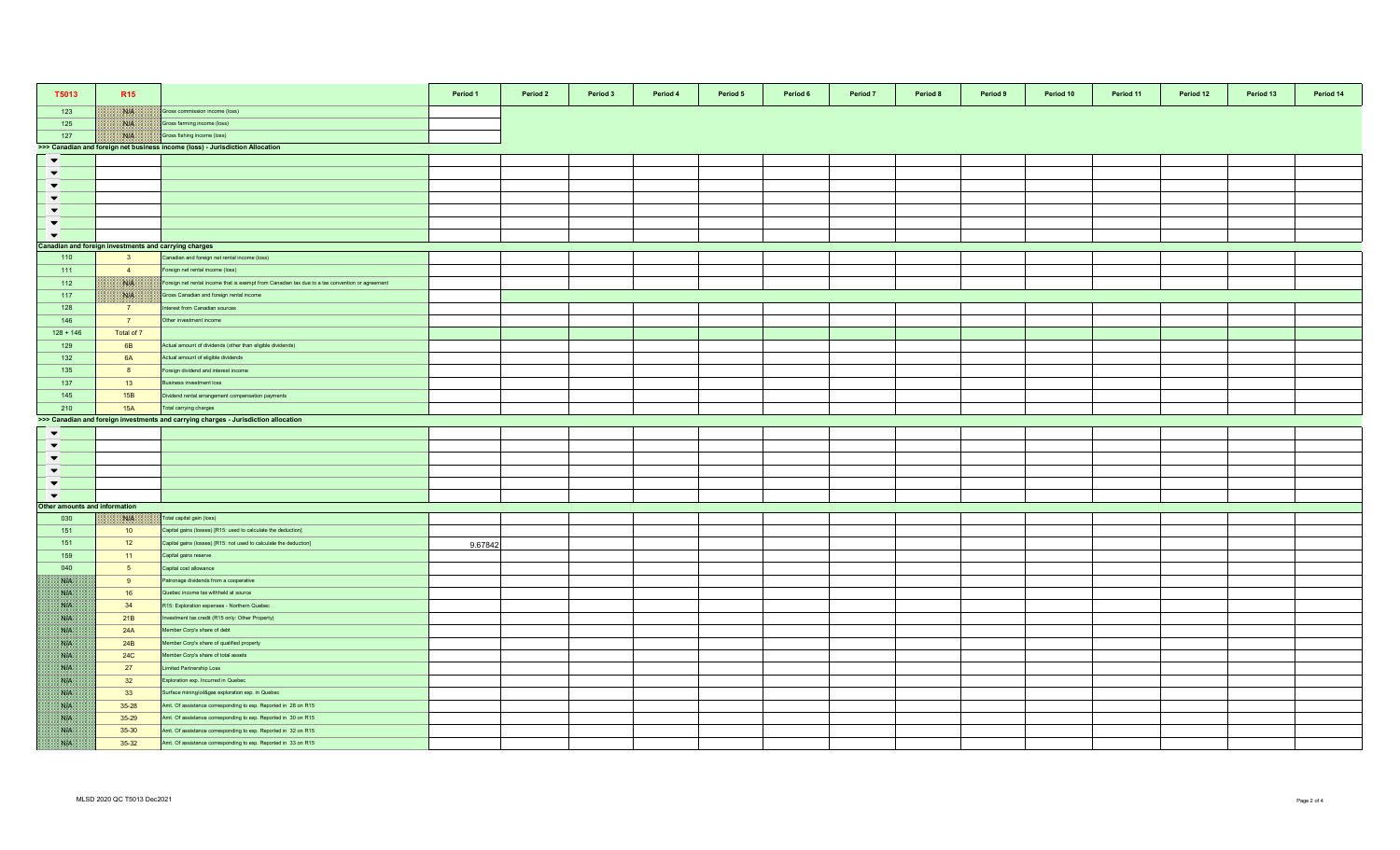| T5013 | R15 | | Period 1 | Period 2 | Period 3 | Period 4 | Period 5 | Period 6 | Period 7 | Period 8 | Period 9 | Period 10 | Period 11 | Period 12 | Period 13 | Period 14 |
|---|---|---|---|---|---|---|---|---|---|---|---|---|---|---|---|---|
| 123 | N/A | Gross commission income (loss) | | | | | | | | | | | | | | |
| 125 | N/A | Gross farming income (loss) | | | | | | | | | | | | | | |
| 127 | N/A | Gross fishing income (loss) | | | | | | | | | | | | | | |
| >>> Canadian and foreign net business income (loss) - Jurisdiction Allocation | | | | | | | | | | | | | | | | |
| | | | | | | | | | | | | | | | | |
| | | | | | | | | | | | | | | | | |
| | | | | | | | | | | | | | | | | |
| | | | | | | | | | | | | | | | | |
| | | | | | | | | | | | | | | | | |
| | | | | | | | | | | | | | | | | |
| | | | | | | | | | | | | | | | | |
| Canadian and foreign investments and carrying charges | | | | | | | | | | | | | | | | |
| 110 | 3 | Canadian and foreign net rental income (loss) | | | | | | | | | | | | | | |
| 111 | 4 | Foreign net rental income (loss) | | | | | | | | | | | | | | |
| 112 | N/A | Foreign net rental income that is exempt from Canadian tax due to a tax convention or agreement | | | | | | | | | | | | | | |
| 117 | N/A | Gross Canadian and foreign rental income | | | | | | | | | | | | | | |
| 128 | 7 | Interest from Canadian sources | | | | | | | | | | | | | | |
| 146 | 7 | Other investment income | | | | | | | | | | | | | | |
| 128 + 146 | Total of 7 | | | | | | | | | | | | | | | |
| 129 | 6B | Actual amount of dividends (other than eligible dividends) | | | | | | | | | | | | | | |
| 132 | 6A | Actual amount of eligible dividends | | | | | | | | | | | | | | |
| 135 | 8 | Foreign dividend and interest income | | | | | | | | | | | | | | |
| 137 | 13 | Business investment loss | | | | | | | | | | | | | | |
| 145 | 15B | Dividend rental arrangement compensation payments | | | | | | | | | | | | | | |
| 210 | 15A | Total carrying charges | | | | | | | | | | | | | | |
| >>> Canadian and foreign investments and carrying charges - Jurisdiction allocation | | | | | | | | | | | | | | | | |
| | | | | | | | | | | | | | | | | |
| | | | | | | | | | | | | | | | | |
| | | | | | | | | | | | | | | | | |
| | | | | | | | | | | | | | | | | |
| | | | | | | | | | | | | | | | | |
| | | | | | | | | | | | | | | | | |
| Other amounts and information | | | | | | | | | | | | | | | | |
| 030 | N/A | Total capital gain (loss) | | | | | | | | | | | | | | |
| 151 | 10 | Capital gains (losses) [R15: used to calculate the deduction] | | | | | | | | | | | | | | |
| 151 | 12 | Capital gains (losses) [R15: not used to calculate the deduction] | 9.67842 | | | | | | | | | | | | | |
| 159 | 11 | Capital gains reserve | | | | | | | | | | | | | | |
| 040 | 5 | Capital cost allowance | | | | | | | | | | | | | | |
| N/A | 9 | Patronage dividends from a cooperative | | | | | | | | | | | | | | |
| N/A | 16 | Quebec income tax withheld at source | | | | | | | | | | | | | | |
| N/A | 34 | R15: Exploration expenses - Northern Quebec | | | | | | | | | | | | | | |
| N/A | 21B | Investment tax credit (R15 only: Other Property) | | | | | | | | | | | | | | |
| N/A | 24A | Member Corp's share of debt | | | | | | | | | | | | | | |
| N/A | 24B | Member Corp's share of qualified property | | | | | | | | | | | | | | |
| N/A | 24C | Member Corp's share of total assets | | | | | | | | | | | | | | |
| N/A | 27 | Limited Partnership Loss | | | | | | | | | | | | | | |
| N/A | 32 | Exploration exp. Incurred in Quebec | | | | | | | | | | | | | | |
| N/A | 33 | Surface mining/oil&gas exploration exp. in Quebec | | | | | | | | | | | | | | |
| N/A | 35-28 | Amt. Of assistance corresponding to exp. Reported in 28 on R15 | | | | | | | | | | | | | | |
| N/A | 35-29 | Amt. Of assistance corresponding to exp. Reported in 30 on R15 | | | | | | | | | | | | | | |
| N/A | 35-30 | Amt. Of assistance corresponding to exp. Reported in 32 on R15 | | | | | | | | | | | | | | |
| N/A | 35-32 | Amt. Of assistance corresponding to exp. Reported in 33 on R15 | | | | | | | | | | | | | | |

MLSD 2020 QC T5013 Dec2021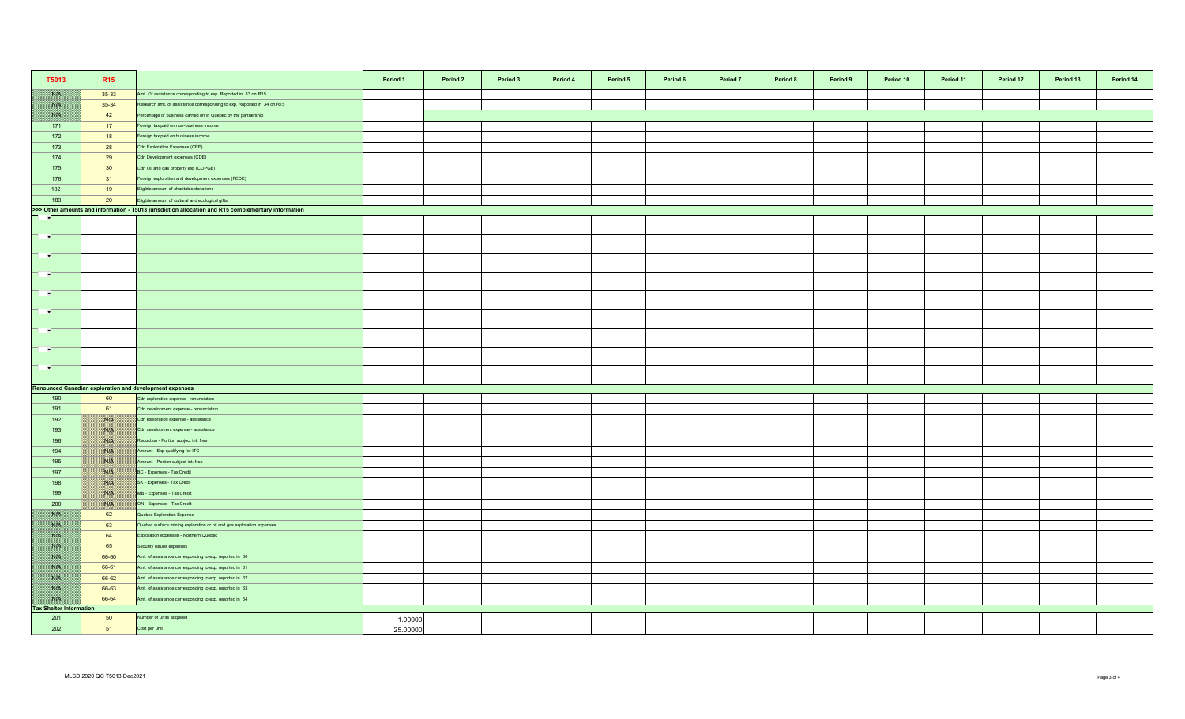| T5013 | R15 | | Period 1 | Period 2 | Period 3 | Period 4 | Period 5 | Period 6 | Period 7 | Period 8 | Period 9 | Period 10 | Period 11 | Period 12 | Period 13 | Period 14 |
|---|---|---|---|---|---|---|---|---|---|---|---|---|---|---|---|---|
| N/A | 35-33 | Amt. Of assistance corresponding to exp. Reported in 33 on R15 | | | | | | | | | | | | | | |
| N/A | 35-34 | Research amt. of assistance corresponding to exp. Reported in 34 on R15 | | | | | | | | | | | | | | |
| N/A | 42 | Percentage of business carried on in Quebec by the partnership | | | | | | | | | | | | | | |
| 171 | 17 | Foreign tax paid on non-business income | | | | | | | | | | | | | | |
| 172 | 18 | Foreign tax paid on business income | | | | | | | | | | | | | | |
| 173 | 28 | Cdn Exploration Expenses (CEE) | | | | | | | | | | | | | | |
| 174 | 29 | Cdn Development expenses (CDE) | | | | | | | | | | | | | | |
| 175 | 30 | Cdn Oil and gas property exp (COPGE) | | | | | | | | | | | | | | |
| 176 | 31 | Foreign exploration and development expenses (FEDE) | | | | | | | | | | | | | | |
| 182 | 19 | Eligible amount of charitable donations | | | | | | | | | | | | | | |
| 183 | 20 | Eligible amount of cultural and ecological gifts | | | | | | | | | | | | | | |
| **>>> Other amounts and information - T5013 jurisdiction allocation and R15 complementary information** | | | | | | | | | | | | | | | | |
| | | | | | | | | | | | | | | | | |
| | | | | | | | | | | | | | | | | |
| | | | | | | | | | | | | | | | | |
| | | | | | | | | | | | | | | | | |
| | | | | | | | | | | | | | | | | |
| | | | | | | | | | | | | | | | | |
| | | | | | | | | | | | | | | | | |
| | | | | | | | | | | | | | | | | |
| | | | | | | | | | | | | | | | | |
| **Renounced Canadian exploration and development expenses** | | | | | | | | | | | | | | | | |
| 190 | 60 | Cdn exploration expense - renunciation | | | | | | | | | | | | | | |
| 191 | 61 | Cdn development expense - renunciation | | | | | | | | | | | | | | |
| 192 | N/A | Cdn exploration expense - assistance | | | | | | | | | | | | | | |
| 193 | N/A | Cdn development expense - assistance | | | | | | | | | | | | | | |
| 196 | N/A | Reduction - Portion subject int. free | | | | | | | | | | | | | | |
| 194 | N/A | Amount - Exp qualifying for ITC | | | | | | | | | | | | | | |
| 195 | N/A | Amount - Portion subject int. free | | | | | | | | | | | | | | |
| 197 | N/A | BC - Expenses - Tax Credit | | | | | | | | | | | | | | |
| 198 | N/A | SK - Expenses - Tax Credit | | | | | | | | | | | | | | |
| 199 | N/A | MB - Expenses - Tax Credit | | | | | | | | | | | | | | |
| 200 | N/A | ON - Expenses - Tax Credit | | | | | | | | | | | | | | |
| N/A | 62 | Quebec Exploration Expense | | | | | | | | | | | | | | |
| N/A | 63 | Quebec surface mining exploration or oil and gas exploration expenses | | | | | | | | | | | | | | |
| N/A | 64 | Exploration expenses - Northern Quebec | | | | | | | | | | | | | | |
| N/A | 65 | Security issues expenses | | | | | | | | | | | | | | |
| N/A | 66-60 | Amt. of assistance corresponding to exp. reported in 60 | | | | | | | | | | | | | | |
| N/A | 66-61 | Amt. of assistance corresponding to exp. reported in 61 | | | | | | | | | | | | | | |
| N/A | 66-62 | Amt. of assistance corresponding to exp. reported in 62 | | | | | | | | | | | | | | |
| N/A | 66-63 | Amt. of assistance corresponding to exp. reported in 63 | | | | | | | | | | | | | | |
| N/A | 66-64 | Amt. of assistance corresponding to exp. reported in 64 | | | | | | | | | | | | | | |
| **Tax Shelter Information** | | | | | | | | | | | | | | | | |
| 201 | 50 | Number of units acquired | 1.00000 | | | | | | | | | | | | | |
| 202 | 51 | Cost per unit | 25.00000 | | | | | | | | | | | | | |

MLSD 2020 QC T5013 Dec2021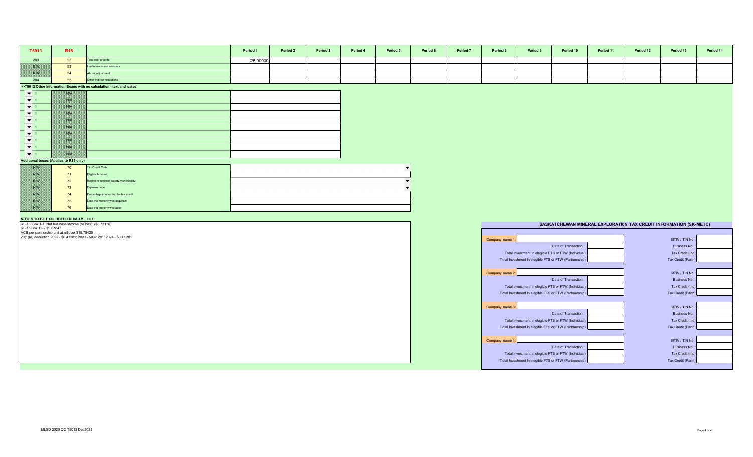| T5013 | R15 | | Period 1 | Period 2 | Period 3 | Period 4 | Period 5 | Period 6 | Period 7 | Period 8 | Period 9 | Period 10 | Period 11 | Period 12 | Period 13 | Period 14 |
|---|---|---|---|---|---|---|---|---|---|---|---|---|---|---|---|---|
| 203 | 52 | Total cost of units | 25.00000 | | | | | | | | | | | | | |
| N/A | 53 | Limited-recourse amounts | | | | | | | | | | | | | | |
| N/A | 54 | At-risk adjustment | | | | | | | | | | | | | | |
| 204 | 55 | Other indirect reductions | | | | | | | | | | | | | | |

>>T5013 Other Information Boxes with no calculation - text and dates

| | | | |
|---|---|---|---|
| 1 | N/A | | |
| 1 | N/A | | |
| 1 | N/A | | |
| 1 | N/A | | |
| 1 | N/A | | |
| 1 | N/A | | |
| 1 | N/A | | |
| 1 | N/A | | |
| 1 | N/A | | |
| 1 | N/A | | |

**Additional boxes (Applies to R15 only)**

| | | | |
|---|---|---|---|
| N/A | 70 | Tax Credit Code | |
| N/A | 71 | Eligible Amount | |
| N/A | 72 | Region or regional county municipality | |
| N/A | 73 | Expense code | |
| N/A | 74 | Percentage interest for the tax credit | |
| N/A | 75 | Date the property was acquired | |
| N/A | 76 | Date the property was used | |

**NOTES TO BE EXCLUDED FROM XML FILE:**

RL-15: Box 1-1: Net business income (or loss): ($0.73176)
RL-15 Box 12-2 $9.67842
ACB per partnership unit at rollover $15.78420
20(1)(e) deduction 2022 - $0.41281; 2023 - $0.41281; 2024 - $0.41281

**SASKATCHEWAN MINERAL EXPLORATION TAX CREDIT INFORMATION (SK-METC)**

| | | | |
|---|---|---|---|
| Company name 1: | | SITIN / TIN No.: | |
| Date of Transaction : | | Business No. : | |
| Total Investment In elegible FTS or FTW (Individual): | | Tax Credit (Ind) | |
| Total Investment In elegible FTS or FTW (Partnership): | | Tax Credit (Partn) | |
| Company name 2: | | SITIN / TIN No.: | |
| Date of Transaction : | | Business No. : | |
| Total Investment In elegible FTS or FTW (Individual): | | Tax Credit (Ind) | |
| Total Investment In elegible FTS or FTW (Partnership): | | Tax Credit (Partn) | |
| Company name 3: | | SITIN / TIN No.: | |
| Date of Transaction : | | Business No. : | |
| Total Investment In elegible FTS or FTW (Individual): | | Tax Credit (Ind) | |
| Total Investment In elegible FTS or FTW (Partnership): | | Tax Credit (Partn) | |
| Company name 4: | | SITIN / TIN No.: | |
| Date of Transaction : | | Business No. : | |
| Total Investment In elegible FTS or FTW (Individual): | | Tax Credit (Ind) | |
| Total Investment In elegible FTS or FTW (Partnership): | | Tax Credit (Partn) | |

MLSD 2020 QC T5013 Dec2021